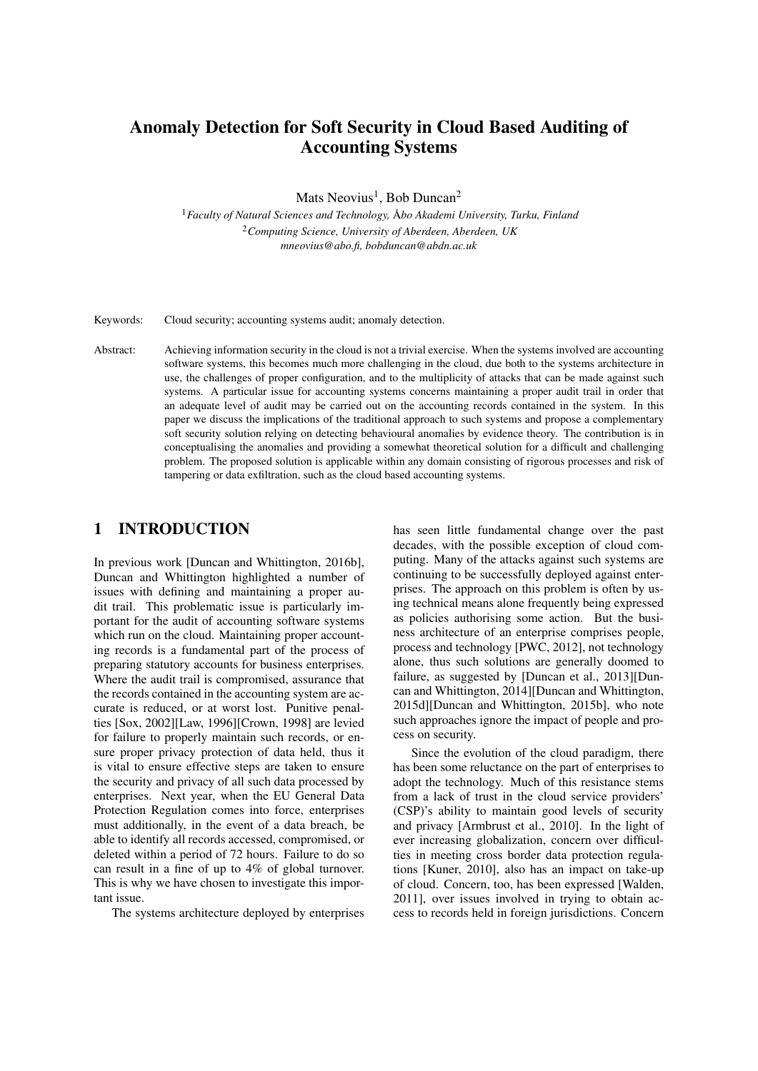# Anomaly Detection for Soft Security in Cloud Based Auditing of Accounting Systems

Mats Neovius[1], Bob Duncan[2]

[1]*Faculty of Natural Sciences and Technology, Åbo Akademi University, Turku, Finland*
[2]*Computing Science, University of Aberdeen, Aberdeen, UK*
*mneovius@abo.fi, bobduncan@abdn.ac.uk*

Keywords: Cloud security; accounting systems audit; anomaly detection.

Abstract: Achieving information security in the cloud is not a trivial exercise. When the systems involved are accounting software systems, this becomes much more challenging in the cloud, due both to the systems architecture in use, the challenges of proper configuration, and to the multiplicity of attacks that can be made against such systems. A particular issue for accounting systems concerns maintaining a proper audit trail in order that an adequate level of audit may be carried out on the accounting records contained in the system. In this paper we discuss the implications of the traditional approach to such systems and propose a complementary soft security solution relying on detecting behavioural anomalies by evidence theory. The contribution is in conceptualising the anomalies and providing a somewhat theoretical solution for a difficult and challenging problem. The proposed solution is applicable within any domain consisting of rigorous processes and risk of tampering or data exfiltration, such as the cloud based accounting systems.

## 1 INTRODUCTION

In previous work [Duncan and Whittington, 2016b], Duncan and Whittington highlighted a number of issues with defining and maintaining a proper audit trail. This problematic issue is particularly important for the audit of accounting software systems which run on the cloud. Maintaining proper accounting records is a fundamental part of the process of preparing statutory accounts for business enterprises. Where the audit trail is compromised, assurance that the records contained in the accounting system are accurate is reduced, or at worst lost. Punitive penalties [Sox, 2002][Law, 1996][Crown, 1998] are levied for failure to properly maintain such records, or ensure proper privacy protection of data held, thus it is vital to ensure effective steps are taken to ensure the security and privacy of all such data processed by enterprises. Next year, when the EU General Data Protection Regulation comes into force, enterprises must additionally, in the event of a data breach, be able to identify all records accessed, compromised, or deleted within a period of 72 hours. Failure to do so can result in a fine of up to 4% of global turnover. This is why we have chosen to investigate this important issue.

The systems architecture deployed by enterprises has seen little fundamental change over the past decades, with the possible exception of cloud computing. Many of the attacks against such systems are continuing to be successfully deployed against enterprises. The approach on this problem is often by using technical means alone frequently being expressed as policies authorising some action. But the business architecture of an enterprise comprises people, process and technology [PWC, 2012], not technology alone, thus such solutions are generally doomed to failure, as suggested by [Duncan et al., 2013][Duncan and Whittington, 2014][Duncan and Whittington, 2015d][Duncan and Whittington, 2015b], who note such approaches ignore the impact of people and process on security.

Since the evolution of the cloud paradigm, there has been some reluctance on the part of enterprises to adopt the technology. Much of this resistance stems from a lack of trust in the cloud service providers' (CSP)'s ability to maintain good levels of security and privacy [Armbrust et al., 2010]. In the light of ever increasing globalization, concern over difficulties in meeting cross border data protection regulations [Kuner, 2010], also has an impact on take-up of cloud. Concern, too, has been expressed [Walden, 2011], over issues involved in trying to obtain access to records held in foreign jurisdictions. Concern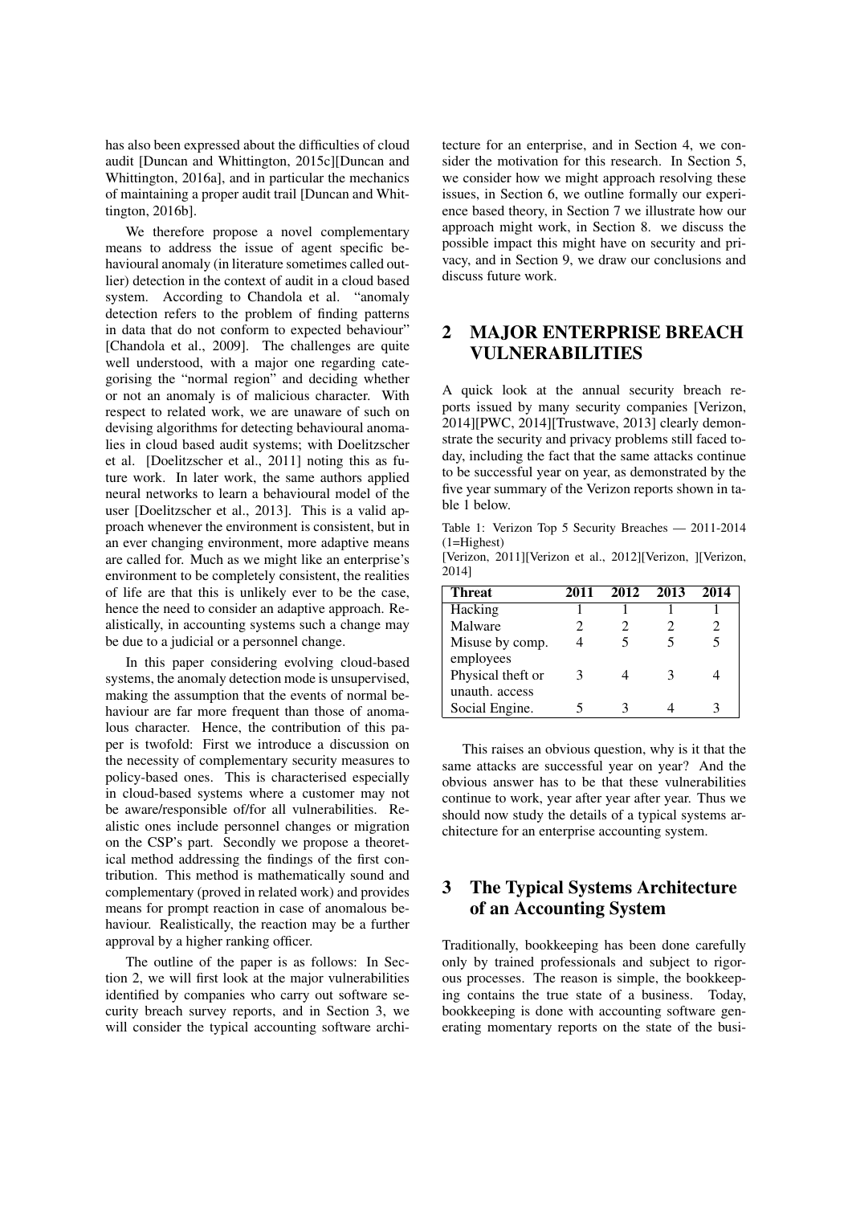has also been expressed about the difficulties of cloud audit [Duncan and Whittington, 2015c][Duncan and Whittington, 2016a], and in particular the mechanics of maintaining a proper audit trail [Duncan and Whittington, 2016b].

We therefore propose a novel complementary means to address the issue of agent specific behavioural anomaly (in literature sometimes called outlier) detection in the context of audit in a cloud based system. According to Chandola et al. "anomaly detection refers to the problem of finding patterns in data that do not conform to expected behaviour" [Chandola et al., 2009]. The challenges are quite well understood, with a major one regarding categorising the "normal region" and deciding whether or not an anomaly is of malicious character. With respect to related work, we are unaware of such on devising algorithms for detecting behavioural anomalies in cloud based audit systems; with Doelitzscher et al. [Doelitzscher et al., 2011] noting this as future work. In later work, the same authors applied neural networks to learn a behavioural model of the user [Doelitzscher et al., 2013]. This is a valid approach whenever the environment is consistent, but in an ever changing environment, more adaptive means are called for. Much as we might like an enterprise's environment to be completely consistent, the realities of life are that this is unlikely ever to be the case, hence the need to consider an adaptive approach. Realistically, in accounting systems such a change may be due to a judicial or a personnel change.

In this paper considering evolving cloud-based systems, the anomaly detection mode is unsupervised, making the assumption that the events of normal behaviour are far more frequent than those of anomalous character. Hence, the contribution of this paper is twofold: First we introduce a discussion on the necessity of complementary security measures to policy-based ones. This is characterised especially in cloud-based systems where a customer may not be aware/responsible of/for all vulnerabilities. Realistic ones include personnel changes or migration on the CSP's part. Secondly we propose a theoretical method addressing the findings of the first contribution. This method is mathematically sound and complementary (proved in related work) and provides means for prompt reaction in case of anomalous behaviour. Realistically, the reaction may be a further approval by a higher ranking officer.

The outline of the paper is as follows: In Section 2, we will first look at the major vulnerabilities identified by companies who carry out software security breach survey reports, and in Section 3, we will consider the typical accounting software architecture for an enterprise, and in Section 4, we consider the motivation for this research. In Section 5, we consider how we might approach resolving these issues, in Section 6, we outline formally our experience based theory, in Section 7 we illustrate how our approach might work, in Section 8. we discuss the possible impact this might have on security and privacy, and in Section 9, we draw our conclusions and discuss future work.

## 2 MAJOR ENTERPRISE BREACH VULNERABILITIES

A quick look at the annual security breach reports issued by many security companies [Verizon, 2014][PWC, 2014][Trustwave, 2013] clearly demonstrate the security and privacy problems still faced today, including the fact that the same attacks continue to be successful year on year, as demonstrated by the five year summary of the Verizon reports shown in table 1 below.

Table 1: Verizon Top 5 Security Breaches — 2011-2014 (1=Highest)
[Verizon, 2011][Verizon et al., 2012][Verizon, ][Verizon, 2014]

| Threat | 2011 | 2012 | 2013 | 2014 |
|---|---|---|---|---|
| Hacking | 1 | 1 | 1 | 1 |
| Malware | 2 | 2 | 2 | 2 |
| Misuse by comp. employees | 4 | 5 | 5 | 5 |
| Physical theft or unauth. access | 3 | 4 | 3 | 4 |
| Social Engine. | 5 | 3 | 4 | 3 |

This raises an obvious question, why is it that the same attacks are successful year on year? And the obvious answer has to be that these vulnerabilities continue to work, year after year after year. Thus we should now study the details of a typical systems architecture for an enterprise accounting system.

## 3 The Typical Systems Architecture of an Accounting System

Traditionally, bookkeeping has been done carefully only by trained professionals and subject to rigorous processes. The reason is simple, the bookkeeping contains the true state of a business. Today, bookkeeping is done with accounting software generating momentary reports on the state of the busi-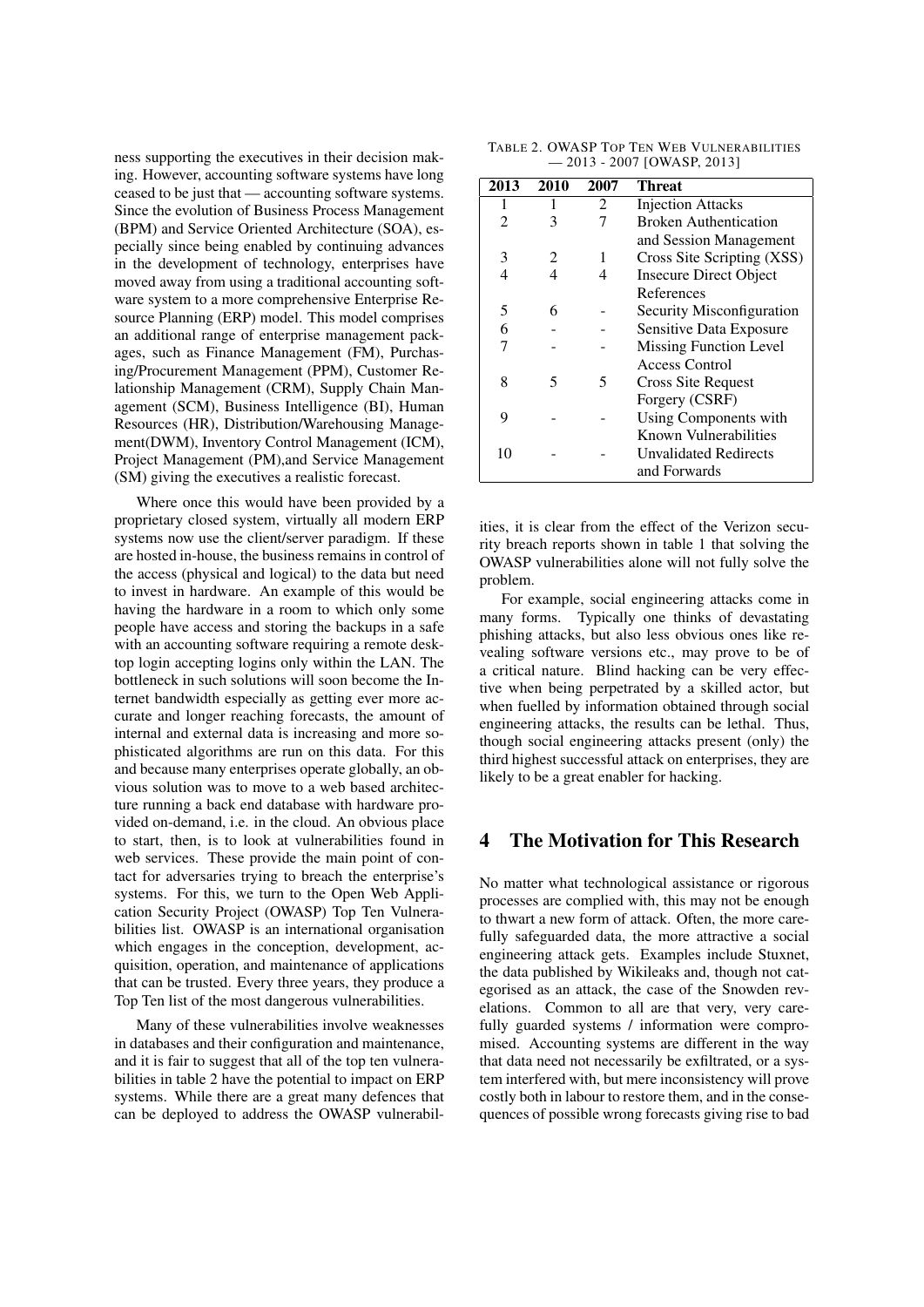ness supporting the executives in their decision making. However, accounting software systems have long ceased to be just that — accounting software systems. Since the evolution of Business Process Management (BPM) and Service Oriented Architecture (SOA), especially since being enabled by continuing advances in the development of technology, enterprises have moved away from using a traditional accounting software system to a more comprehensive Enterprise Resource Planning (ERP) model. This model comprises an additional range of enterprise management packages, such as Finance Management (FM), Purchasing/Procurement Management (PPM), Customer Relationship Management (CRM), Supply Chain Management (SCM), Business Intelligence (BI), Human Resources (HR), Distribution/Warehousing Management(DWM), Inventory Control Management (ICM), Project Management (PM),and Service Management (SM) giving the executives a realistic forecast.

Where once this would have been provided by a proprietary closed system, virtually all modern ERP systems now use the client/server paradigm. If these are hosted in-house, the business remains in control of the access (physical and logical) to the data but need to invest in hardware. An example of this would be having the hardware in a room to which only some people have access and storing the backups in a safe with an accounting software requiring a remote desktop login accepting logins only within the LAN. The bottleneck in such solutions will soon become the Internet bandwidth especially as getting ever more accurate and longer reaching forecasts, the amount of internal and external data is increasing and more sophisticated algorithms are run on this data. For this and because many enterprises operate globally, an obvious solution was to move to a web based architecture running a back end database with hardware provided on-demand, i.e. in the cloud. An obvious place to start, then, is to look at vulnerabilities found in web services. These provide the main point of contact for adversaries trying to breach the enterprise's systems. For this, we turn to the Open Web Application Security Project (OWASP) Top Ten Vulnerabilities list. OWASP is an international organisation which engages in the conception, development, acquisition, operation, and maintenance of applications that can be trusted. Every three years, they produce a Top Ten list of the most dangerous vulnerabilities.

Many of these vulnerabilities involve weaknesses in databases and their configuration and maintenance, and it is fair to suggest that all of the top ten vulnerabilities in table 2 have the potential to impact on ERP systems. While there are a great many defences that can be deployed to address the OWASP vulnerabilities, it is clear from the effect of the Verizon security breach reports shown in table 1 that solving the OWASP vulnerabilities alone will not fully solve the problem.

TABLE 2. OWASP TOP TEN WEB VULNERABILITIES — 2013 - 2007 [OWASP, 2013]

| 2013 | 2010 | 2007 | Threat |
|---|---|---|---|
| 1 | 1 | 2 | Injection Attacks |
| 2 | 3 | 7 | Broken Authentication and Session Management |
| 3 | 2 | 1 | Cross Site Scripting (XSS) |
| 4 | 4 | 4 | Insecure Direct Object References |
| 5 | 6 | - | Security Misconfiguration |
| 6 | - | - | Sensitive Data Exposure |
| 7 | - | - | Missing Function Level Access Control |
| 8 | 5 | 5 | Cross Site Request Forgery (CSRF) |
| 9 | - | - | Using Components with Known Vulnerabilities |
| 10 | - | - | Unvalidated Redirects and Forwards |

For example, social engineering attacks come in many forms. Typically one thinks of devastating phishing attacks, but also less obvious ones like revealing software versions etc., may prove to be of a critical nature. Blind hacking can be very effective when being perpetrated by a skilled actor, but when fuelled by information obtained through social engineering attacks, the results can be lethal. Thus, though social engineering attacks present (only) the third highest successful attack on enterprises, they are likely to be a great enabler for hacking.

## 4 The Motivation for This Research

No matter what technological assistance or rigorous processes are complied with, this may not be enough to thwart a new form of attack. Often, the more carefully safeguarded data, the more attractive a social engineering attack gets. Examples include Stuxnet, the data published by Wikileaks and, though not categorised as an attack, the case of the Snowden revelations. Common to all are that very, very carefully guarded systems / information were compromised. Accounting systems are different in the way that data need not necessarily be exfiltrated, or a system interfered with, but mere inconsistency will prove costly both in labour to restore them, and in the consequences of possible wrong forecasts giving rise to bad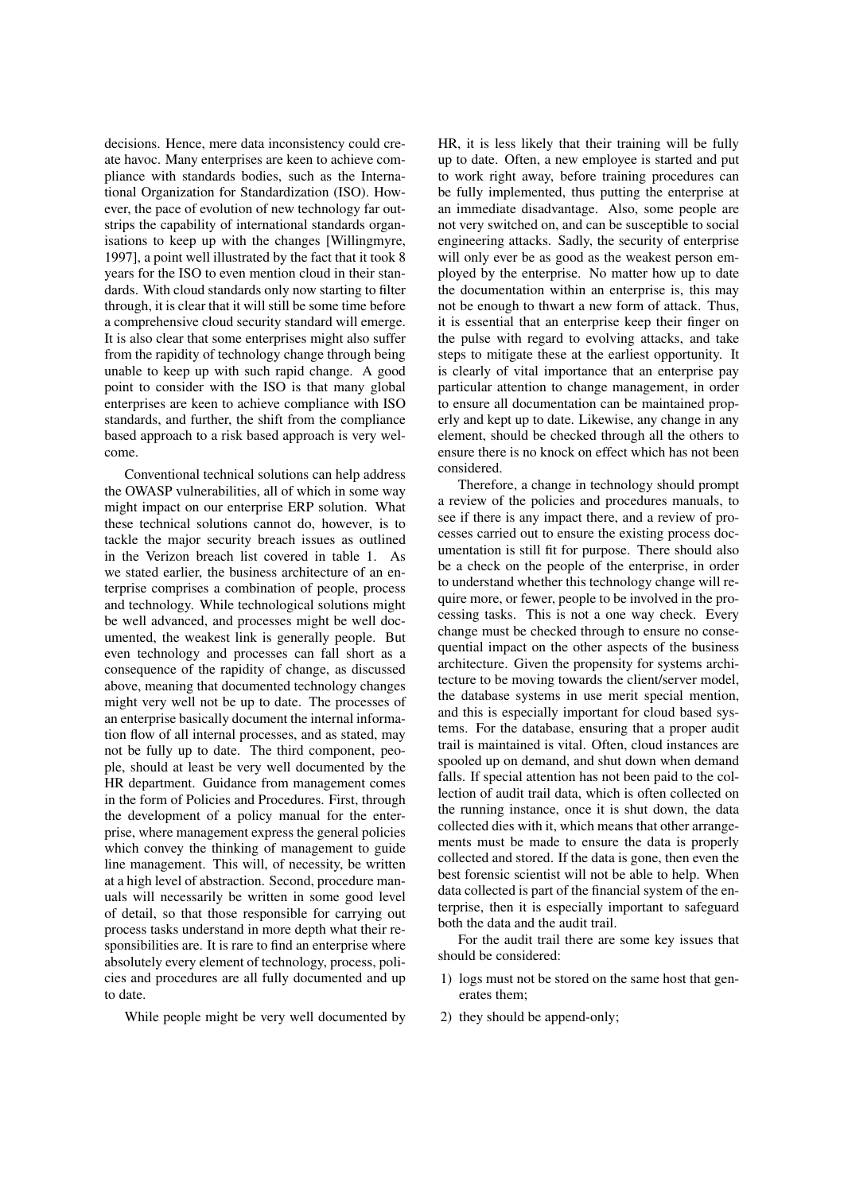decisions. Hence, mere data inconsistency could create havoc. Many enterprises are keen to achieve compliance with standards bodies, such as the International Organization for Standardization (ISO). However, the pace of evolution of new technology far outstrips the capability of international standards organisations to keep up with the changes [Willingmyre, 1997], a point well illustrated by the fact that it took 8 years for the ISO to even mention cloud in their standards. With cloud standards only now starting to filter through, it is clear that it will still be some time before a comprehensive cloud security standard will emerge. It is also clear that some enterprises might also suffer from the rapidity of technology change through being unable to keep up with such rapid change. A good point to consider with the ISO is that many global enterprises are keen to achieve compliance with ISO standards, and further, the shift from the compliance based approach to a risk based approach is very welcome.

Conventional technical solutions can help address the OWASP vulnerabilities, all of which in some way might impact on our enterprise ERP solution. What these technical solutions cannot do, however, is to tackle the major security breach issues as outlined in the Verizon breach list covered in table 1. As we stated earlier, the business architecture of an enterprise comprises a combination of people, process and technology. While technological solutions might be well advanced, and processes might be well documented, the weakest link is generally people. But even technology and processes can fall short as a consequence of the rapidity of change, as discussed above, meaning that documented technology changes might very well not be up to date. The processes of an enterprise basically document the internal information flow of all internal processes, and as stated, may not be fully up to date. The third component, people, should at least be very well documented by the HR department. Guidance from management comes in the form of Policies and Procedures. First, through the development of a policy manual for the enterprise, where management express the general policies which convey the thinking of management to guide line management. This will, of necessity, be written at a high level of abstraction. Second, procedure manuals will necessarily be written in some good level of detail, so that those responsible for carrying out process tasks understand in more depth what their responsibilities are. It is rare to find an enterprise where absolutely every element of technology, process, policies and procedures are all fully documented and up to date.

While people might be very well documented by HR, it is less likely that their training will be fully up to date. Often, a new employee is started and put to work right away, before training procedures can be fully implemented, thus putting the enterprise at an immediate disadvantage. Also, some people are not very switched on, and can be susceptible to social engineering attacks. Sadly, the security of enterprise will only ever be as good as the weakest person employed by the enterprise. No matter how up to date the documentation within an enterprise is, this may not be enough to thwart a new form of attack. Thus, it is essential that an enterprise keep their finger on the pulse with regard to evolving attacks, and take steps to mitigate these at the earliest opportunity. It is clearly of vital importance that an enterprise pay particular attention to change management, in order to ensure all documentation can be maintained properly and kept up to date. Likewise, any change in any element, should be checked through all the others to ensure there is no knock on effect which has not been considered.

Therefore, a change in technology should prompt a review of the policies and procedures manuals, to see if there is any impact there, and a review of processes carried out to ensure the existing process documentation is still fit for purpose. There should also be a check on the people of the enterprise, in order to understand whether this technology change will require more, or fewer, people to be involved in the processing tasks. This is not a one way check. Every change must be checked through to ensure no consequential impact on the other aspects of the business architecture. Given the propensity for systems architecture to be moving towards the client/server model, the database systems in use merit special mention, and this is especially important for cloud based systems. For the database, ensuring that a proper audit trail is maintained is vital. Often, cloud instances are spooled up on demand, and shut down when demand falls. If special attention has not been paid to the collection of audit trail data, which is often collected on the running instance, once it is shut down, the data collected dies with it, which means that other arrangements must be made to ensure the data is properly collected and stored. If the data is gone, then even the best forensic scientist will not be able to help. When data collected is part of the financial system of the enterprise, then it is especially important to safeguard both the data and the audit trail.

For the audit trail there are some key issues that should be considered:

1) logs must not be stored on the same host that generates them;
2) they should be append-only;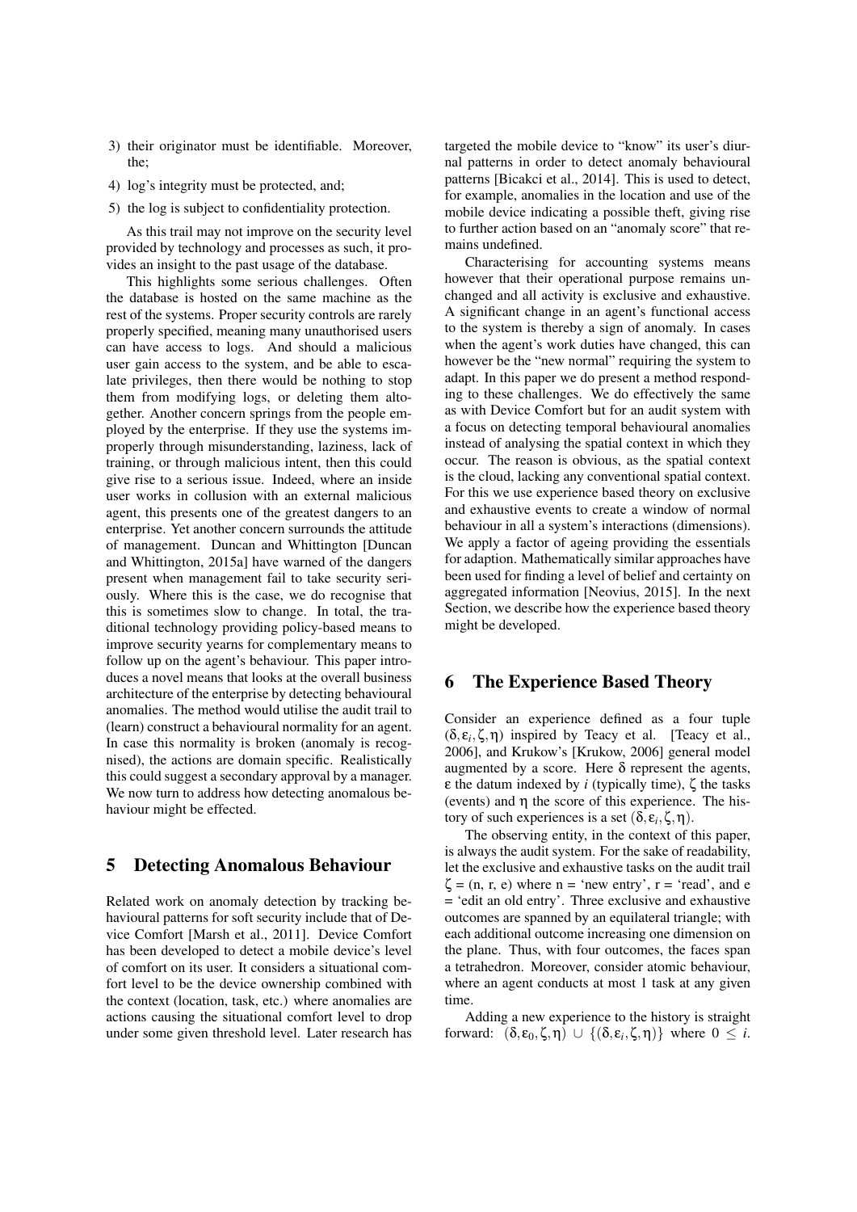3) their originator must be identifiable. Moreover, the;
4) log's integrity must be protected, and;
5) the log is subject to confidentiality protection.

As this trail may not improve on the security level provided by technology and processes as such, it provides an insight to the past usage of the database.

This highlights some serious challenges. Often the database is hosted on the same machine as the rest of the systems. Proper security controls are rarely properly specified, meaning many unauthorised users can have access to logs. And should a malicious user gain access to the system, and be able to escalate privileges, then there would be nothing to stop them from modifying logs, or deleting them altogether. Another concern springs from the people employed by the enterprise. If they use the systems improperly through misunderstanding, laziness, lack of training, or through malicious intent, then this could give rise to a serious issue. Indeed, where an inside user works in collusion with an external malicious agent, this presents one of the greatest dangers to an enterprise. Yet another concern surrounds the attitude of management. Duncan and Whittington [Duncan and Whittington, 2015a] have warned of the dangers present when management fail to take security seriously. Where this is the case, we do recognise that this is sometimes slow to change. In total, the traditional technology providing policy-based means to improve security yearns for complementary means to follow up on the agent's behaviour. This paper introduces a novel means that looks at the overall business architecture of the enterprise by detecting behavioural anomalies. The method would utilise the audit trail to (learn) construct a behavioural normality for an agent. In case this normality is broken (anomaly is recognised), the actions are domain specific. Realistically this could suggest a secondary approval by a manager. We now turn to address how detecting anomalous behaviour might be effected.

## 5 Detecting Anomalous Behaviour

Related work on anomaly detection by tracking behavioural patterns for soft security include that of Device Comfort [Marsh et al., 2011]. Device Comfort has been developed to detect a mobile device's level of comfort on its user. It considers a situational comfort level to be the device ownership combined with the context (location, task, etc.) where anomalies are actions causing the situational comfort level to drop under some given threshold level. Later research has targeted the mobile device to "know" its user's diurnal patterns in order to detect anomaly behavioural patterns [Bicakci et al., 2014]. This is used to detect, for example, anomalies in the location and use of the mobile device indicating a possible theft, giving rise to further action based on an "anomaly score" that remains undefined.

Characterising for accounting systems means however that their operational purpose remains unchanged and all activity is exclusive and exhaustive. A significant change in an agent's functional access to the system is thereby a sign of anomaly. In cases when the agent's work duties have changed, this can however be the "new normal" requiring the system to adapt. In this paper we do present a method responding to these challenges. We do effectively the same as with Device Comfort but for an audit system with a focus on detecting temporal behavioural anomalies instead of analysing the spatial context in which they occur. The reason is obvious, as the spatial context is the cloud, lacking any conventional spatial context. For this we use experience based theory on exclusive and exhaustive events to create a window of normal behaviour in all a system's interactions (dimensions). We apply a factor of ageing providing the essentials for adaption. Mathematically similar approaches have been used for finding a level of belief and certainty on aggregated information [Neovius, 2015]. In the next Section, we describe how the experience based theory might be developed.

## 6 The Experience Based Theory

Consider an experience defined as a four tuple $(\delta, \varepsilon_i, \zeta, \eta)$ inspired by Teacy et al. [Teacy et al., 2006], and Krukow's [Krukow, 2006] general model augmented by a score. Here $\delta$ represent the agents, $\varepsilon$ the datum indexed by $i$ (typically time), $\zeta$ the tasks (events) and $\eta$ the score of this experience. The history of such experiences is a set $(\delta, \varepsilon_i, \zeta, \eta)$.

The observing entity, in the context of this paper, is always the audit system. For the sake of readability, let the exclusive and exhaustive tasks on the audit trail $\zeta$ = (n, r, e) where n = 'new entry', r = 'read', and e = 'edit an old entry'. Three exclusive and exhaustive outcomes are spanned by an equilateral triangle; with each additional outcome increasing one dimension on the plane. Thus, with four outcomes, the faces span a tetrahedron. Moreover, consider atomic behaviour, where an agent conducts at most 1 task at any given time.

Adding a new experience to the history is straight forward: $(\delta, \varepsilon_0, \zeta, \eta) \cup \{(\delta, \varepsilon_i, \zeta, \eta)\}$ where $0 \leq i$.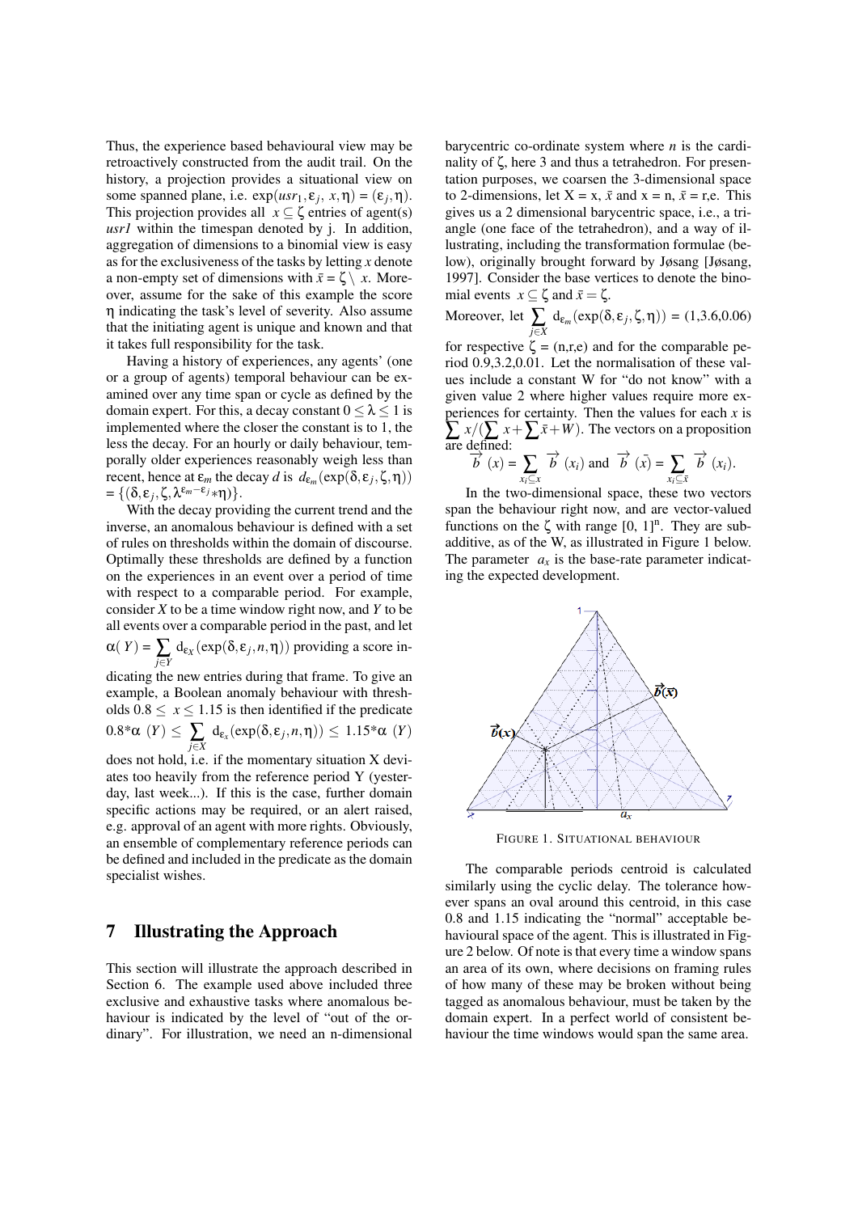Thus, the experience based behavioural view may be retroactively constructed from the audit trail. On the history, a projection provides a situational view on some spanned plane, i.e. $\exp(usr_1, \varepsilon_j, x, \eta) = (\varepsilon_j, \eta)$. This projection provides all $x \subseteq \zeta$ entries of agent(s) *usr1* within the timespan denoted by j. In addition, aggregation of dimensions to a binomial view is easy as for the exclusiveness of the tasks by letting $x$ denote a non-empty set of dimensions with $\bar{x} = \zeta \setminus x$. Moreover, assume for the sake of this example the score $\eta$ indicating the task's level of severity. Also assume that the initiating agent is unique and known and that it takes full responsibility for the task.

Having a history of experiences, any agents' (one or a group of agents) temporal behaviour can be examined over any time span or cycle as defined by the domain expert. For this, a decay constant $0 \leq \lambda \leq 1$ is implemented where the closer the constant is to 1, the less the decay. For an hourly or daily behaviour, temporally older experiences reasonably weigh less than recent, hence at $\varepsilon_m$ the decay $d$ is $d_{\varepsilon_m}(\exp(\delta, \varepsilon_j, \zeta, \eta)) = \{(\delta, \varepsilon_j, \zeta, \lambda^{\varepsilon_m - \varepsilon_j} * \eta)\}$.

With the decay providing the current trend and the inverse, an anomalous behaviour is defined with a set of rules on thresholds within the domain of discourse. Optimally these thresholds are defined by a function on the experiences in an event over a period of time with respect to a comparable period. For example, consider $X$ to be a time window right now, and $Y$ to be all events over a comparable period in the past, and let $\alpha(Y) = \sum_{j \in Y} d_{\varepsilon_X}(\exp(\delta, \varepsilon_j, n, \eta))$ providing a score indicating the new entries during that frame. To give an example, a Boolean anomaly behaviour with thresholds $0.8 \leq x \leq 1.15$ is then identified if the predicate $0.8 * \alpha(Y) \leq \sum_{j \in X} d_{\varepsilon_x}(\exp(\delta, \varepsilon_j, n, \eta)) \leq 1.15 * \alpha(Y)$ does not hold, i.e. if the momentary situation X deviates too heavily from the reference period Y (yesterday, last week...). If this is the case, further domain specific actions may be required, or an alert raised, e.g. approval of an agent with more rights. Obviously, an ensemble of complementary reference periods can be defined and included in the predicate as the domain specialist wishes.

## 7 Illustrating the Approach

This section will illustrate the approach described in Section 6. The example used above included three exclusive and exhaustive tasks where anomalous behaviour is indicated by the level of "out of the ordinary". For illustration, we need an n-dimensional barycentric co-ordinate system where $n$ is the cardinality of $\zeta$, here 3 and thus a tetrahedron. For presentation purposes, we coarsen the 3-dimensional space to 2-dimensions, let X = x, $\bar{x}$ and x = n, $\bar{x}$ = r,e. This gives us a 2 dimensional barycentric space, i.e., a triangle (one face of the tetrahedron), and a way of illustrating, including the transformation formulae (below), originally brought forward by Jøsang [Jøsang, 1997]. Consider the base vertices to denote the binomial events $x \subseteq \zeta$ and $\bar{x} = \zeta$.

Moreover, let $\sum_{j \in X} d_{\varepsilon_m}(\exp(\delta, \varepsilon_j, \zeta, \eta))$ = (1,3.6,0.06) for respective $\zeta$ = (n,r,e) and for the comparable period 0.9,3.2,0.01. Let the normalisation of these values include a constant W for "do not know" with a given value 2 where higher values require more experiences for certainty. Then the values for each $x$ is $\sum x / (\sum x + \sum \bar{x} + W)$. The vectors on a proposition are defined:

$$\overrightarrow{b}(x) = \sum_{x_i \subseteq x} \overrightarrow{b}(x_i) \text{ and } \overrightarrow{b}(\bar{x}) = \sum_{x_i \subseteq \bar{x}} \overrightarrow{b}(x_i).$$

In the two-dimensional space, these two vectors span the behaviour right now, and are vector-valued functions on the $\zeta$ with range $[0, 1]^n$. They are subadditive, as of the W, as illustrated in Figure 1 below. The parameter $a_x$ is the base-rate parameter indicating the expected development.

FIGURE 1. SITUATIONAL BEHAVIOUR

The comparable periods centroid is calculated similarly using the cyclic delay. The tolerance however spans an oval around this centroid, in this case 0.8 and 1.15 indicating the "normal" acceptable behavioural space of the agent. This is illustrated in Figure 2 below. Of note is that every time a window spans an area of its own, where decisions on framing rules of how many of these may be broken without being tagged as anomalous behaviour, must be taken by the domain expert. In a perfect world of consistent behaviour the time windows would span the same area.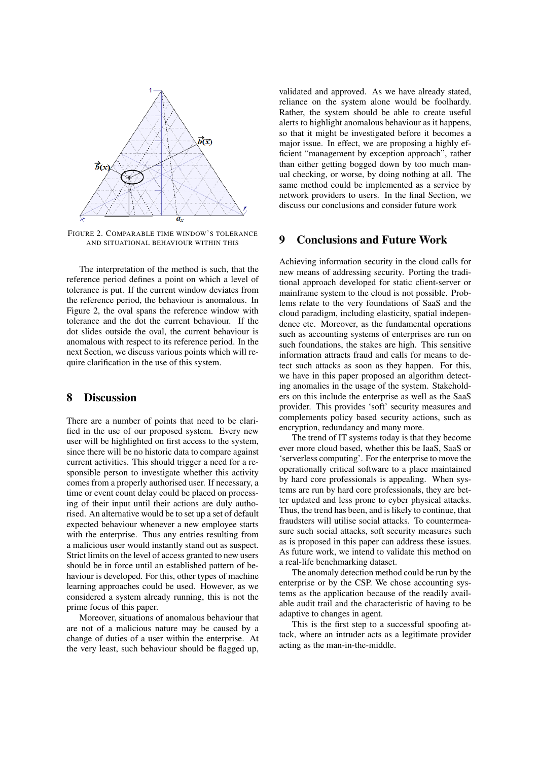FIGURE 2. COMPARABLE TIME WINDOW'S TOLERANCE AND SITUATIONAL BEHAVIOUR WITHIN THIS

The interpretation of the method is such, that the reference period defines a point on which a level of tolerance is put. If the current window deviates from the reference period, the behaviour is anomalous. In Figure 2, the oval spans the reference window with tolerance and the dot the current behaviour. If the dot slides outside the oval, the current behaviour is anomalous with respect to its reference period. In the next Section, we discuss various points which will require clarification in the use of this system.

## 8 Discussion

There are a number of points that need to be clarified in the use of our proposed system. Every new user will be highlighted on first access to the system, since there will be no historic data to compare against current activities. This should trigger a need for a responsible person to investigate whether this activity comes from a properly authorised user. If necessary, a time or event count delay could be placed on processing of their input until their actions are duly authorised. An alternative would be to set up a set of default expected behaviour whenever a new employee starts with the enterprise. Thus any entries resulting from a malicious user would instantly stand out as suspect. Strict limits on the level of access granted to new users should be in force until an established pattern of behaviour is developed. For this, other types of machine learning approaches could be used. However, as we considered a system already running, this is not the prime focus of this paper.

Moreover, situations of anomalous behaviour that are not of a malicious nature may be caused by a change of duties of a user within the enterprise. At the very least, such behaviour should be flagged up, validated and approved. As we have already stated, reliance on the system alone would be foolhardy. Rather, the system should be able to create useful alerts to highlight anomalous behaviour as it happens, so that it might be investigated before it becomes a major issue. In effect, we are proposing a highly efficient "management by exception approach", rather than either getting bogged down by too much manual checking, or worse, by doing nothing at all. The same method could be implemented as a service by network providers to users. In the final Section, we discuss our conclusions and consider future work

## 9 Conclusions and Future Work

Achieving information security in the cloud calls for new means of addressing security. Porting the traditional approach developed for static client-server or mainframe system to the cloud is not possible. Problems relate to the very foundations of SaaS and the cloud paradigm, including elasticity, spatial independence etc. Moreover, as the fundamental operations such as accounting systems of enterprises are run on such foundations, the stakes are high. This sensitive information attracts fraud and calls for means to detect such attacks as soon as they happen. For this, we have in this paper proposed an algorithm detecting anomalies in the usage of the system. Stakeholders on this include the enterprise as well as the SaaS provider. This provides 'soft' security measures and complements policy based security actions, such as encryption, redundancy and many more.

The trend of IT systems today is that they become ever more cloud based, whether this be IaaS, SaaS or 'serverless computing'. For the enterprise to move the operationally critical software to a place maintained by hard core professionals is appealing. When systems are run by hard core professionals, they are better updated and less prone to cyber physical attacks. Thus, the trend has been, and is likely to continue, that fraudsters will utilise social attacks. To countermeasure such social attacks, soft security measures such as is proposed in this paper can address these issues. As future work, we intend to validate this method on a real-life benchmarking dataset.

The anomaly detection method could be run by the enterprise or by the CSP. We chose accounting systems as the application because of the readily available audit trail and the characteristic of having to be adaptive to changes in agent.

This is the first step to a successful spoofing attack, where an intruder acts as a legitimate provider acting as the man-in-the-middle.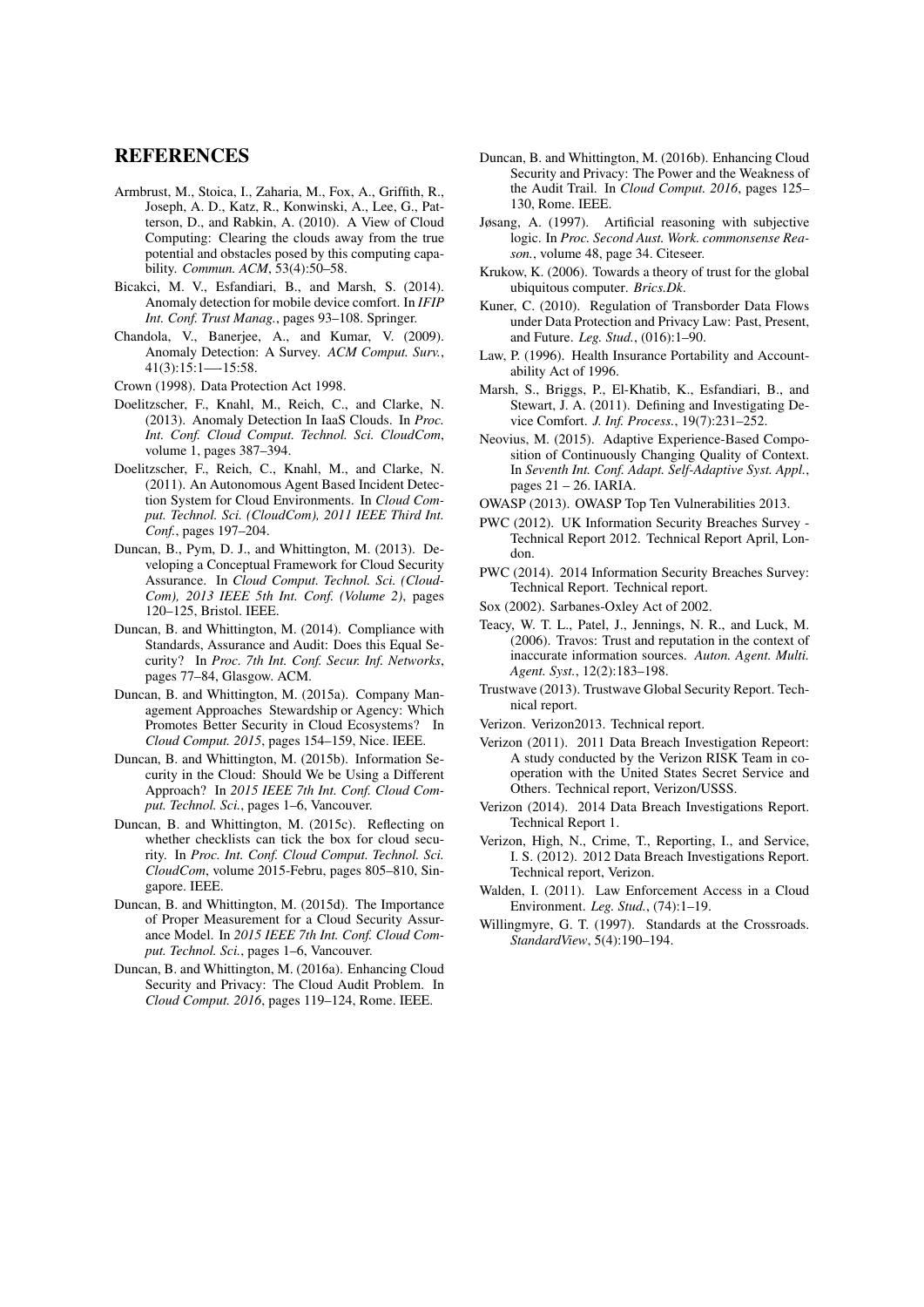## REFERENCES

Armbrust, M., Stoica, I., Zaharia, M., Fox, A., Griffith, R., Joseph, A. D., Katz, R., Konwinski, A., Lee, G., Patterson, D., and Rabkin, A. (2010). A View of Cloud Computing: Clearing the clouds away from the true potential and obstacles posed by this computing capability. *Commun. ACM*, 53(4):50–58.

Bicakci, M. V., Esfandiari, B., and Marsh, S. (2014). Anomaly detection for mobile device comfort. In *IFIP Int. Conf. Trust Manag.*, pages 93–108. Springer.

Chandola, V., Banerjee, A., and Kumar, V. (2009). Anomaly Detection: A Survey. *ACM Comput. Surv.*, 41(3):15:1—-15:58.

Crown (1998). Data Protection Act 1998.

Doelitzscher, F., Knahl, M., Reich, C., and Clarke, N. (2013). Anomaly Detection In IaaS Clouds. In *Proc. Int. Conf. Cloud Comput. Technol. Sci. CloudCom*, volume 1, pages 387–394.

Doelitzscher, F., Reich, C., Knahl, M., and Clarke, N. (2011). An Autonomous Agent Based Incident Detection System for Cloud Environments. In *Cloud Comput. Technol. Sci. (CloudCom), 2011 IEEE Third Int. Conf.*, pages 197–204.

Duncan, B., Pym, D. J., and Whittington, M. (2013). Developing a Conceptual Framework for Cloud Security Assurance. In *Cloud Comput. Technol. Sci. (CloudCom), 2013 IEEE 5th Int. Conf. (Volume 2)*, pages 120–125, Bristol. IEEE.

Duncan, B. and Whittington, M. (2014). Compliance with Standards, Assurance and Audit: Does this Equal Security? In *Proc. 7th Int. Conf. Secur. Inf. Networks*, pages 77–84, Glasgow. ACM.

Duncan, B. and Whittington, M. (2015a). Company Management Approaches Stewardship or Agency: Which Promotes Better Security in Cloud Ecosystems? In *Cloud Comput. 2015*, pages 154–159, Nice. IEEE.

Duncan, B. and Whittington, M. (2015b). Information Security in the Cloud: Should We be Using a Different Approach? In *2015 IEEE 7th Int. Conf. Cloud Comput. Technol. Sci.*, pages 1–6, Vancouver.

Duncan, B. and Whittington, M. (2015c). Reflecting on whether checklists can tick the box for cloud security. In *Proc. Int. Conf. Cloud Comput. Technol. Sci. CloudCom*, volume 2015-Febru, pages 805–810, Singapore. IEEE.

Duncan, B. and Whittington, M. (2015d). The Importance of Proper Measurement for a Cloud Security Assurance Model. In *2015 IEEE 7th Int. Conf. Cloud Comput. Technol. Sci.*, pages 1–6, Vancouver.

Duncan, B. and Whittington, M. (2016a). Enhancing Cloud Security and Privacy: The Cloud Audit Problem. In *Cloud Comput. 2016*, pages 119–124, Rome. IEEE.

Duncan, B. and Whittington, M. (2016b). Enhancing Cloud Security and Privacy: The Power and the Weakness of the Audit Trail. In *Cloud Comput. 2016*, pages 125–130, Rome. IEEE.

Jøsang, A. (1997). Artificial reasoning with subjective logic. In *Proc. Second Aust. Work. commonsense Reason.*, volume 48, page 34. Citeseer.

Krukow, K. (2006). Towards a theory of trust for the global ubiquitous computer. *Brics.Dk*.

Kuner, C. (2010). Regulation of Transborder Data Flows under Data Protection and Privacy Law: Past, Present, and Future. *Leg. Stud.*, (016):1–90.

Law, P. (1996). Health Insurance Portability and Accountability Act of 1996.

Marsh, S., Briggs, P., El-Khatib, K., Esfandiari, B., and Stewart, J. A. (2011). Defining and Investigating Device Comfort. *J. Inf. Process.*, 19(7):231–252.

Neovius, M. (2015). Adaptive Experience-Based Composition of Continuously Changing Quality of Context. In *Seventh Int. Conf. Adapt. Self-Adaptive Syst. Appl.*, pages 21 – 26. IARIA.

OWASP (2013). OWASP Top Ten Vulnerabilities 2013.

PWC (2012). UK Information Security Breaches Survey - Technical Report 2012. Technical Report April, London.

PWC (2014). 2014 Information Security Breaches Survey: Technical Report. Technical report.

Sox (2002). Sarbanes-Oxley Act of 2002.

Teacy, W. T. L., Patel, J., Jennings, N. R., and Luck, M. (2006). Travos: Trust and reputation in the context of inaccurate information sources. *Auton. Agent. Multi. Agent. Syst.*, 12(2):183–198.

Trustwave (2013). Trustwave Global Security Report. Technical report.

Verizon. Verizon2013. Technical report.

Verizon (2011). 2011 Data Breach Investigation Repeort: A study conducted by the Verizon RISK Team in cooperation with the United States Secret Service and Others. Technical report, Verizon/USSS.

Verizon (2014). 2014 Data Breach Investigations Report. Technical Report 1.

Verizon, High, N., Crime, T., Reporting, I., and Service, I. S. (2012). 2012 Data Breach Investigations Report. Technical report, Verizon.

Walden, I. (2011). Law Enforcement Access in a Cloud Environment. *Leg. Stud.*, (74):1–19.

Willingmyre, G. T. (1997). Standards at the Crossroads. *StandardView*, 5(4):190–194.